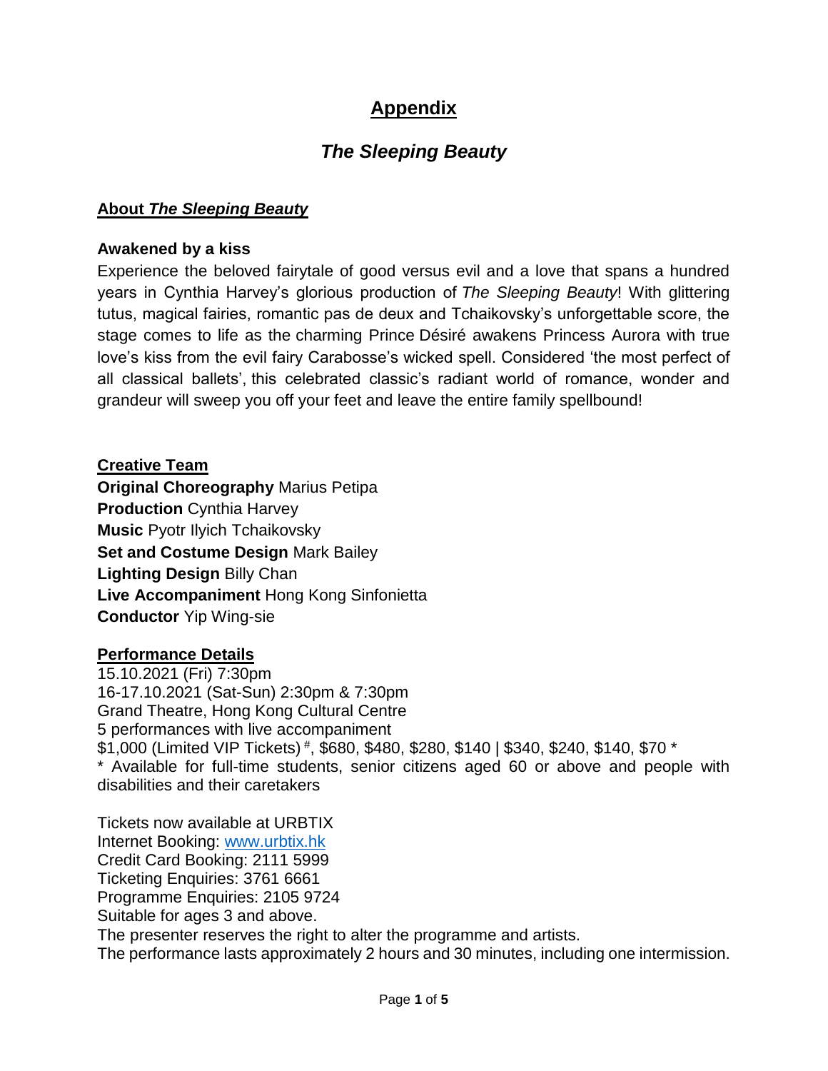# Appendix

## *The Sleeping Beauty*

### About *The Sleeping Beauty*

**Awakened by a kiss**

Experience the beloved fairytale of good versus evil and a love that spans a hundred years in Cynthia Harvey's glorious production of *The Sleeping Beauty*! With glittering tutus, magical fairies, romantic pas de deux and Tchaikovsky's unforgettable score, the stage comes to life as the charming Prince Désiré awakens Princess Aurora with true love's kiss from the evil fairy Carabosse's wicked spell. Considered 'the most perfect of all classical ballets', this celebrated classic's radiant world of romance, wonder and grandeur will sweep you off your feet and leave the entire family spellbound!

### Creative Team

**Original Choreography** Marius Petipa
**Production** Cynthia Harvey
**Music** Pyotr Ilyich Tchaikovsky
**Set and Costume Design** Mark Bailey
**Lighting Design** Billy Chan
**Live Accompaniment** Hong Kong Sinfonietta
**Conductor** Yip Wing-sie

### Performance Details

15.10.2021 (Fri) 7:30pm
16-17.10.2021 (Sat-Sun) 2:30pm & 7:30pm
Grand Theatre, Hong Kong Cultural Centre
5 performances with live accompaniment
$1,000 (Limited VIP Tickets) #, $680, $480, $280, $140 | $340, $240, $140, $70 *
* Available for full-time students, senior citizens aged 60 or above and people with disabilities and their caretakers

Tickets now available at URBTIX
Internet Booking: www.urbtix.hk
Credit Card Booking: 2111 5999
Ticketing Enquiries: 3761 6661
Programme Enquiries: 2105 9724
Suitable for ages 3 and above.
The presenter reserves the right to alter the programme and artists.
The performance lasts approximately 2 hours and 30 minutes, including one intermission.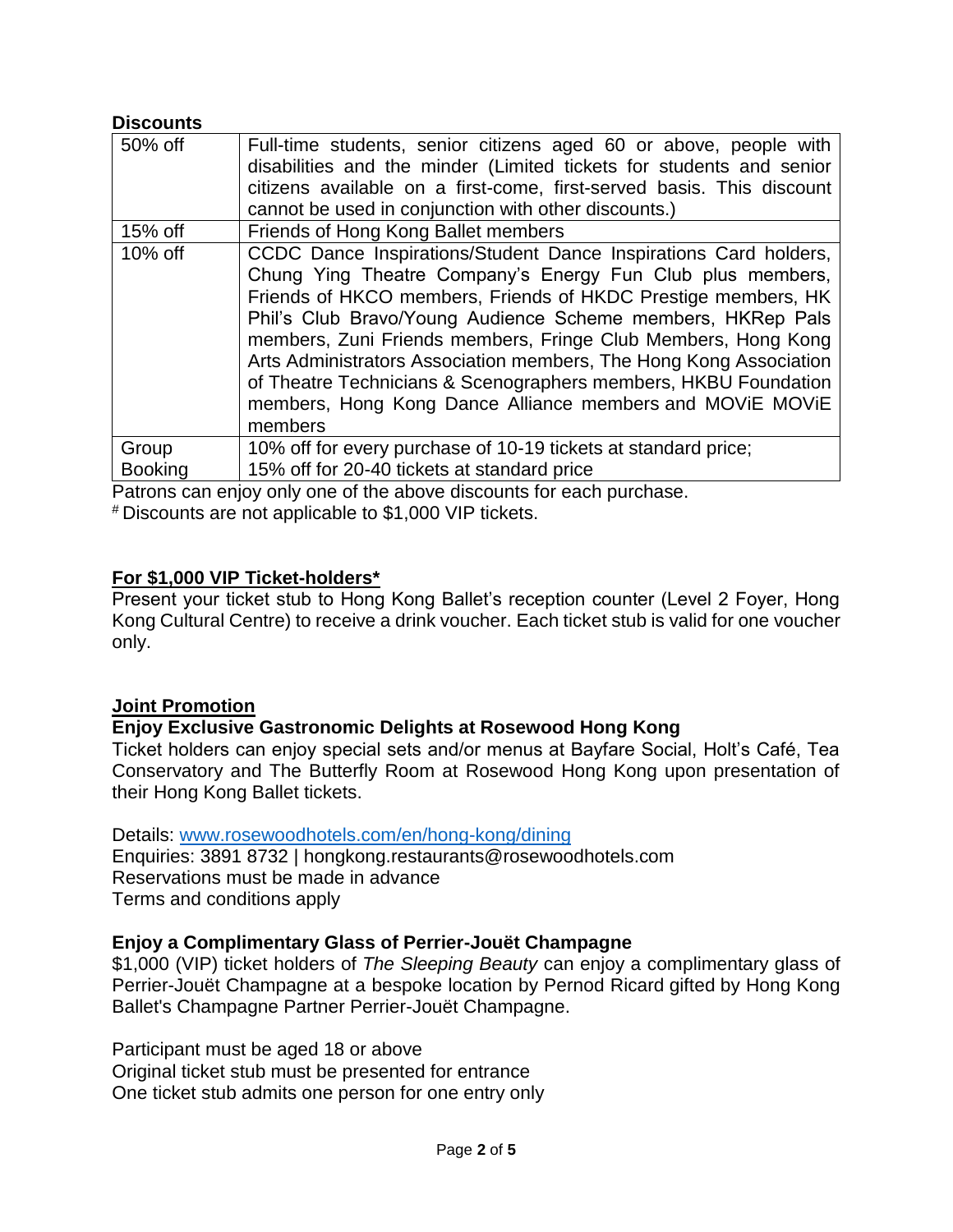**Discounts**

| | |
|---|---|
| 50% off | Full-time students, senior citizens aged 60 or above, people with disabilities and the minder (Limited tickets for students and senior citizens available on a first-come, first-served basis. This discount cannot be used in conjunction with other discounts.) |
| 15% off | Friends of Hong Kong Ballet members |
| 10% off | CCDC Dance Inspirations/Student Dance Inspirations Card holders, Chung Ying Theatre Company's Energy Fun Club plus members, Friends of HKCO members, Friends of HKDC Prestige members, HK Phil's Club Bravo/Young Audience Scheme members, HKRep Pals members, Zuni Friends members, Fringe Club Members, Hong Kong Arts Administrators Association members, The Hong Kong Association of Theatre Technicians & Scenographers members, HKBU Foundation members, Hong Kong Dance Alliance members and MOViE MOViE members |
| Group Booking | 10% off for every purchase of 10-19 tickets at standard price; 15% off for 20-40 tickets at standard price |

Patrons can enjoy only one of the above discounts for each purchase.
[#] Discounts are not applicable to $1,000 VIP tickets.

**For $1,000 VIP Ticket-holders***

Present your ticket stub to Hong Kong Ballet's reception counter (Level 2 Foyer, Hong Kong Cultural Centre) to receive a drink voucher. Each ticket stub is valid for one voucher only.

**Joint Promotion**

**Enjoy Exclusive Gastronomic Delights at Rosewood Hong Kong**

Ticket holders can enjoy special sets and/or menus at Bayfare Social, Holt's Café, Tea Conservatory and The Butterfly Room at Rosewood Hong Kong upon presentation of their Hong Kong Ballet tickets.

Details: [www.rosewoodhotels.com/en/hong-kong/dining](www.rosewoodhotels.com/en/hong-kong/dining)
Enquiries: 3891 8732 | hongkong.restaurants@rosewoodhotels.com
Reservations must be made in advance
Terms and conditions apply

**Enjoy a Complimentary Glass of Perrier-Jouët Champagne**

$1,000 (VIP) ticket holders of *The Sleeping Beauty* can enjoy a complimentary glass of Perrier-Jouët Champagne at a bespoke location by Pernod Ricard gifted by Hong Kong Ballet's Champagne Partner Perrier-Jouët Champagne.

Participant must be aged 18 or above
Original ticket stub must be presented for entrance
One ticket stub admits one person for one entry only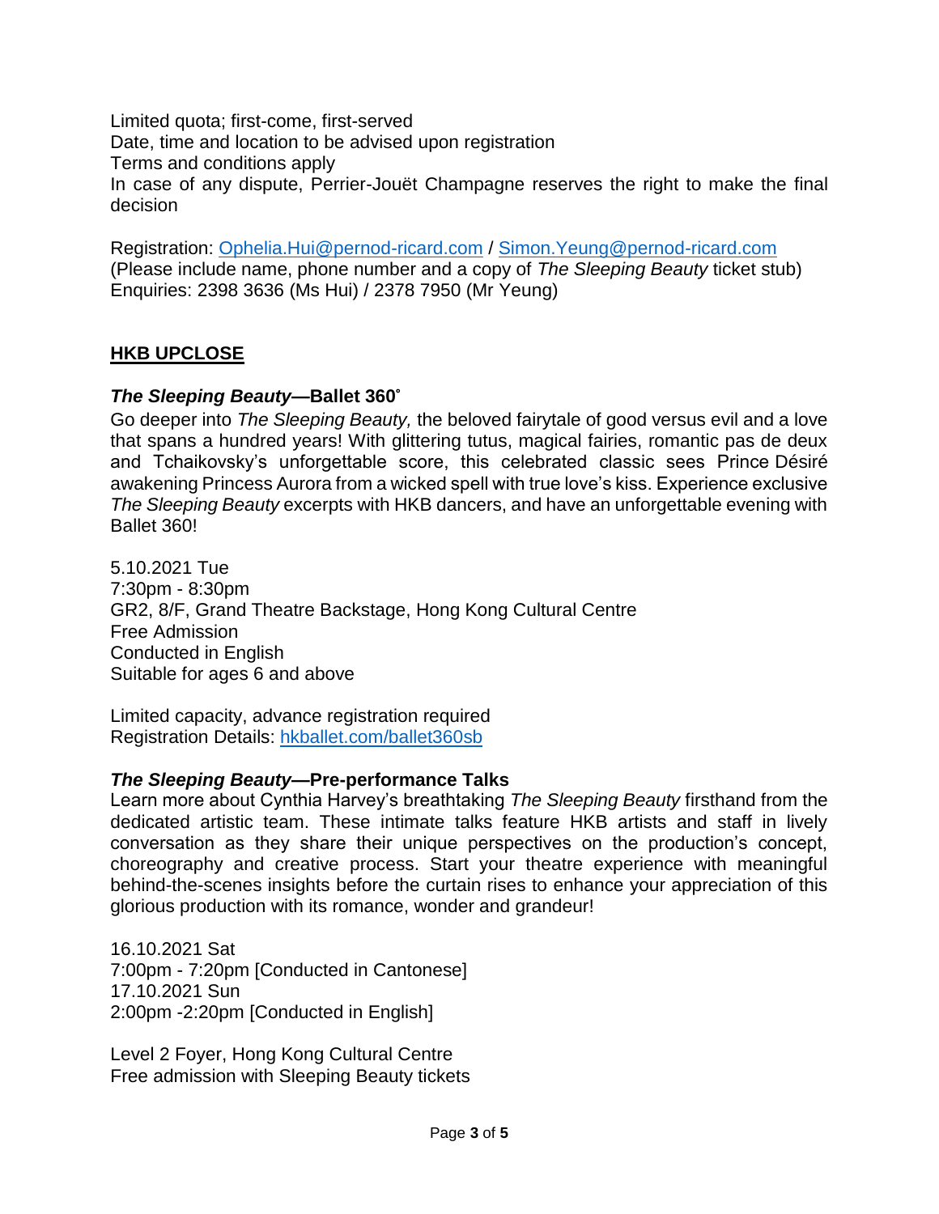Limited quota; first-come, first-served
Date, time and location to be advised upon registration
Terms and conditions apply
In case of any dispute, Perrier-Jouët Champagne reserves the right to make the final decision

Registration: Ophelia.Hui@pernod-ricard.com / Simon.Yeung@pernod-ricard.com
(Please include name, phone number and a copy of *The Sleeping Beauty* ticket stub)
Enquiries: 2398 3636 (Ms Hui) / 2378 7950 (Mr Yeung)

## HKB UPCLOSE

### *The Sleeping Beauty*—Ballet 360˚

Go deeper into *The Sleeping Beauty,* the beloved fairytale of good versus evil and a love that spans a hundred years! With glittering tutus, magical fairies, romantic pas de deux and Tchaikovsky's unforgettable score, this celebrated classic sees Prince Désiré awakening Princess Aurora from a wicked spell with true love's kiss. Experience exclusive *The Sleeping Beauty* excerpts with HKB dancers, and have an unforgettable evening with Ballet 360!

5.10.2021 Tue
7:30pm - 8:30pm
GR2, 8/F, Grand Theatre Backstage, Hong Kong Cultural Centre
Free Admission
Conducted in English
Suitable for ages 6 and above

Limited capacity, advance registration required
Registration Details: hkballet.com/ballet360sb

### *The Sleeping Beauty*—Pre-performance Talks

Learn more about Cynthia Harvey's breathtaking *The Sleeping Beauty* firsthand from the dedicated artistic team. These intimate talks feature HKB artists and staff in lively conversation as they share their unique perspectives on the production's concept, choreography and creative process. Start your theatre experience with meaningful behind-the-scenes insights before the curtain rises to enhance your appreciation of this glorious production with its romance, wonder and grandeur!

16.10.2021 Sat
7:00pm - 7:20pm [Conducted in Cantonese]
17.10.2021 Sun
2:00pm -2:20pm [Conducted in English]

Level 2 Foyer, Hong Kong Cultural Centre
Free admission with Sleeping Beauty tickets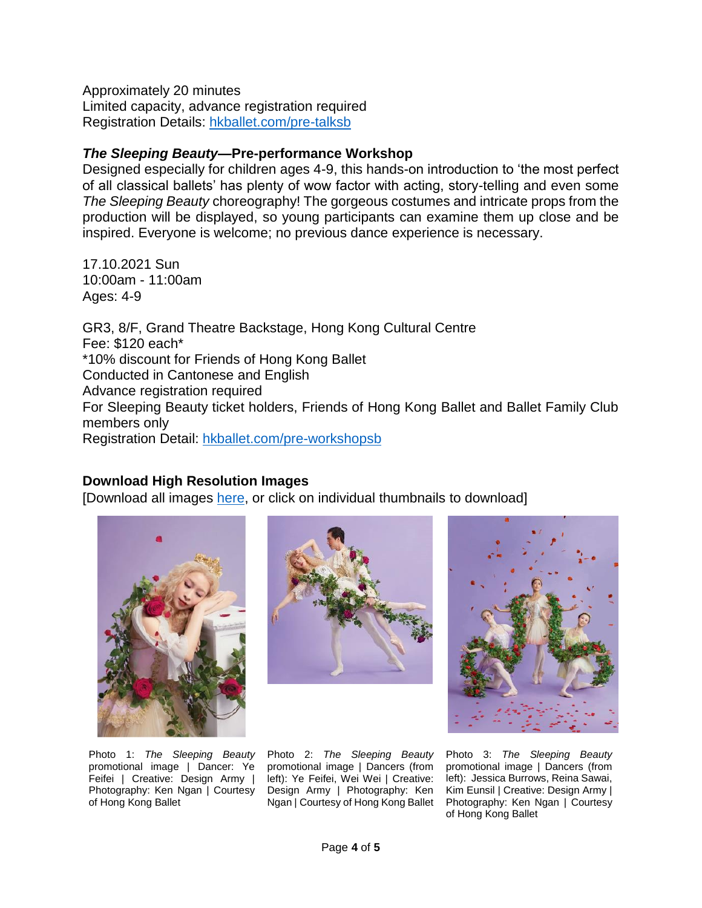Approximately 20 minutes
Limited capacity, advance registration required
Registration Details: [hkballet.com/pre-talksb](hkballet.com/pre-talksb)

### *The Sleeping Beauty*—Pre-performance Workshop

Designed especially for children ages 4-9, this hands-on introduction to 'the most perfect of all classical ballets' has plenty of wow factor with acting, story-telling and even some *The Sleeping Beauty* choreography! The gorgeous costumes and intricate props from the production will be displayed, so young participants can examine them up close and be inspired. Everyone is welcome; no previous dance experience is necessary.

17.10.2021 Sun
10:00am - 11:00am
Ages: 4-9

GR3, 8/F, Grand Theatre Backstage, Hong Kong Cultural Centre
Fee: $120 each*
*10% discount for Friends of Hong Kong Ballet
Conducted in Cantonese and English
Advance registration required
For Sleeping Beauty ticket holders, Friends of Hong Kong Ballet and Ballet Family Club members only
Registration Detail: [hkballet.com/pre-workshopsb](hkballet.com/pre-workshopsb)

### Download High Resolution Images

[Download all images here, or click on individual thumbnails to download]

Photo 1: *The Sleeping Beauty* promotional image | Dancer: Ye Feifei | Creative: Design Army | Photography: Ken Ngan | Courtesy of Hong Kong Ballet

Photo 2: *The Sleeping Beauty* promotional image | Dancers (from left): Ye Feifei, Wei Wei | Creative: Design Army | Photography: Ken Ngan | Courtesy of Hong Kong Ballet

Photo 3: *The Sleeping Beauty* promotional image | Dancers (from left): Jessica Burrows, Reina Sawai, Kim Eunsil | Creative: Design Army | Photography: Ken Ngan | Courtesy of Hong Kong Ballet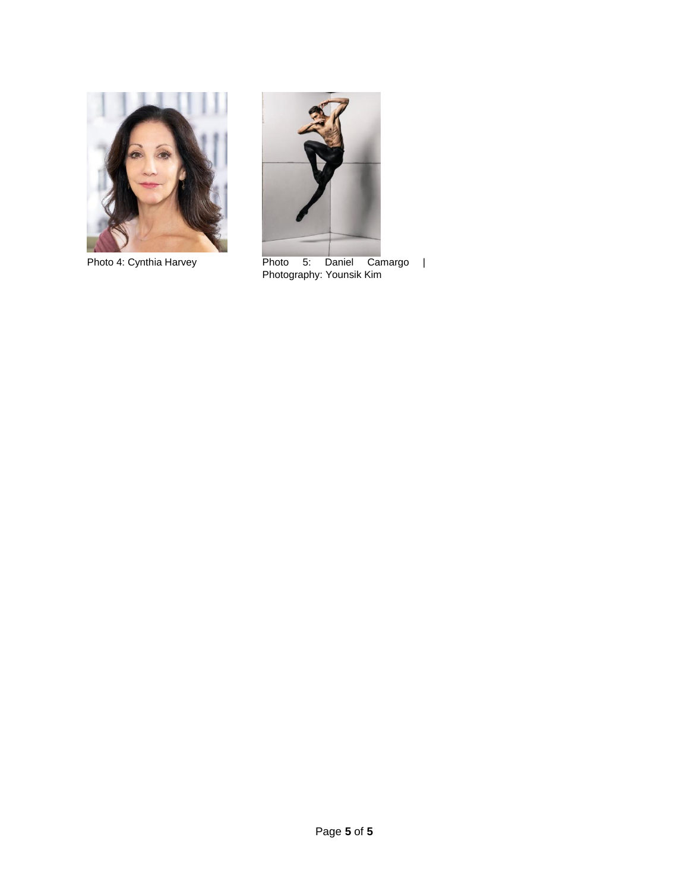Photo 4: Cynthia Harvey

Photo 5: Daniel Camargo | Photography: Younsik Kim